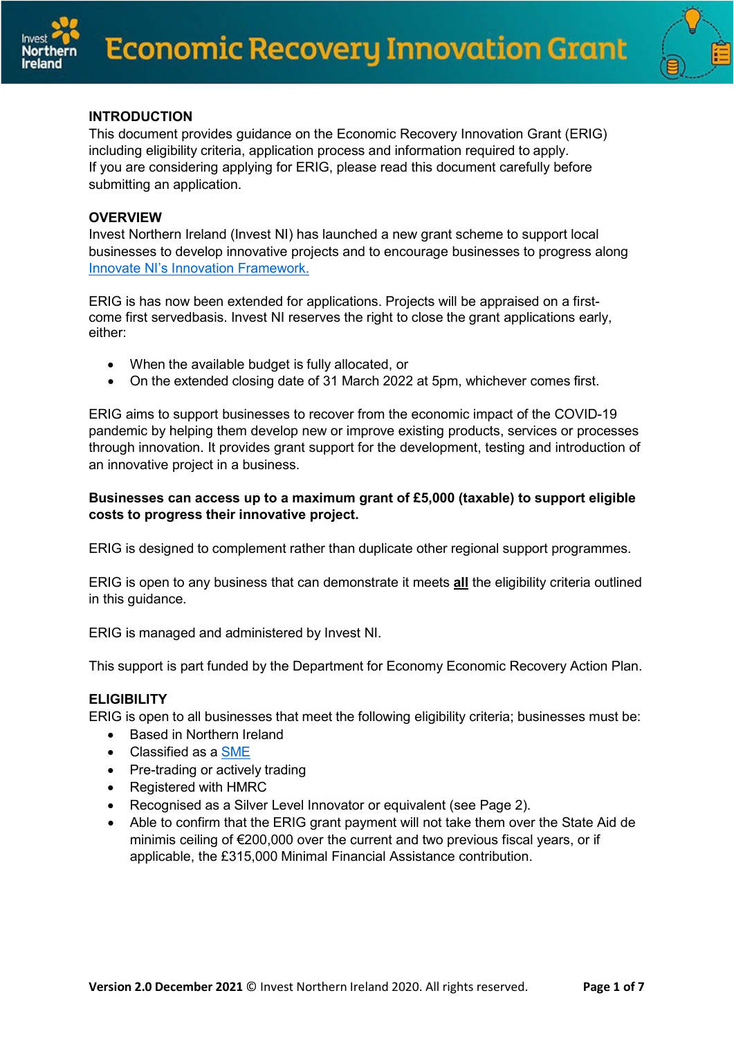# Economic Recovery Innovation Grant

## INTRODUCTION

This document provides guidance on the Economic Recovery Innovation Grant (ERIG) including eligibility criteria, application process and information required to apply.
If you are considering applying for ERIG, please read this document carefully before submitting an application.

## OVERVIEW

Invest Northern Ireland (Invest NI) has launched a new grant scheme to support local businesses to develop innovative projects and to encourage businesses to progress along Innovate NI's Innovation Framework.

ERIG is has now been extended for applications. Projects will be appraised on a first-come first servedbasis. Invest NI reserves the right to close the grant applications early, either:

- When the available budget is fully allocated, or
- On the extended closing date of 31 March 2022 at 5pm, whichever comes first.

ERIG aims to support businesses to recover from the economic impact of the COVID-19 pandemic by helping them develop new or improve existing products, services or processes through innovation. It provides grant support for the development, testing and introduction of an innovative project in a business.

**Businesses can access up to a maximum grant of £5,000 (taxable) to support eligible costs to progress their innovative project.**

ERIG is designed to complement rather than duplicate other regional support programmes.

ERIG is open to any business that can demonstrate it meets **all** the eligibility criteria outlined in this guidance.

ERIG is managed and administered by Invest NI.

This support is part funded by the Department for Economy Economic Recovery Action Plan.

## ELIGIBILITY

ERIG is open to all businesses that meet the following eligibility criteria; businesses must be:

- Based in Northern Ireland
- Classified as a SME
- Pre-trading or actively trading
- Registered with HMRC
- Recognised as a Silver Level Innovator or equivalent (see Page 2).
- Able to confirm that the ERIG grant payment will not take them over the State Aid de minimis ceiling of €200,000 over the current and two previous fiscal years, or if applicable, the £315,000 Minimal Financial Assistance contribution.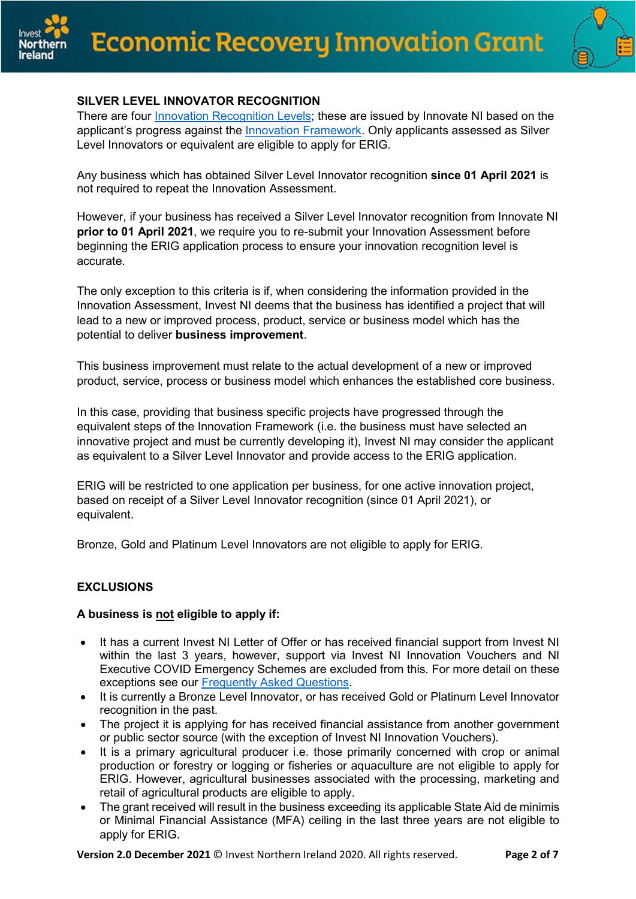## SILVER LEVEL INNOVATOR RECOGNITION

There are four Innovation Recognition Levels; these are issued by Innovate NI based on the applicant's progress against the Innovation Framework. Only applicants assessed as Silver Level Innovators or equivalent are eligible to apply for ERIG.

Any business which has obtained Silver Level Innovator recognition **since 01 April 2021** is not required to repeat the Innovation Assessment.

However, if your business has received a Silver Level Innovator recognition from Innovate NI **prior to 01 April 2021**, we require you to re-submit your Innovation Assessment before beginning the ERIG application process to ensure your innovation recognition level is accurate.

The only exception to this criteria is if, when considering the information provided in the Innovation Assessment, Invest NI deems that the business has identified a project that will lead to a new or improved process, product, service or business model which has the potential to deliver **business improvement**.

This business improvement must relate to the actual development of a new or improved product, service, process or business model which enhances the established core business.

In this case, providing that business specific projects have progressed through the equivalent steps of the Innovation Framework (i.e. the business must have selected an innovative project and must be currently developing it), Invest NI may consider the applicant as equivalent to a Silver Level Innovator and provide access to the ERIG application.

ERIG will be restricted to one application per business, for one active innovation project, based on receipt of a Silver Level Innovator recognition (since 01 April 2021), or equivalent.

Bronze, Gold and Platinum Level Innovators are not eligible to apply for ERIG.

## EXCLUSIONS

**A business is not eligible to apply if:**

- It has a current Invest NI Letter of Offer or has received financial support from Invest NI within the last 3 years, however, support via Invest NI Innovation Vouchers and NI Executive COVID Emergency Schemes are excluded from this. For more detail on these exceptions see our Frequently Asked Questions.
- It is currently a Bronze Level Innovator, or has received Gold or Platinum Level Innovator recognition in the past.
- The project it is applying for has received financial assistance from another government or public sector source (with the exception of Invest NI Innovation Vouchers).
- It is a primary agricultural producer i.e. those primarily concerned with crop or animal production or forestry or logging or fisheries or aquaculture are not eligible to apply for ERIG. However, agricultural businesses associated with the processing, marketing and retail of agricultural products are eligible to apply.
- The grant received will result in the business exceeding its applicable State Aid de minimis or Minimal Financial Assistance (MFA) ceiling in the last three years are not eligible to apply for ERIG.

**Version 2.0 December 2021** © Invest Northern Ireland 2020. All rights reserved.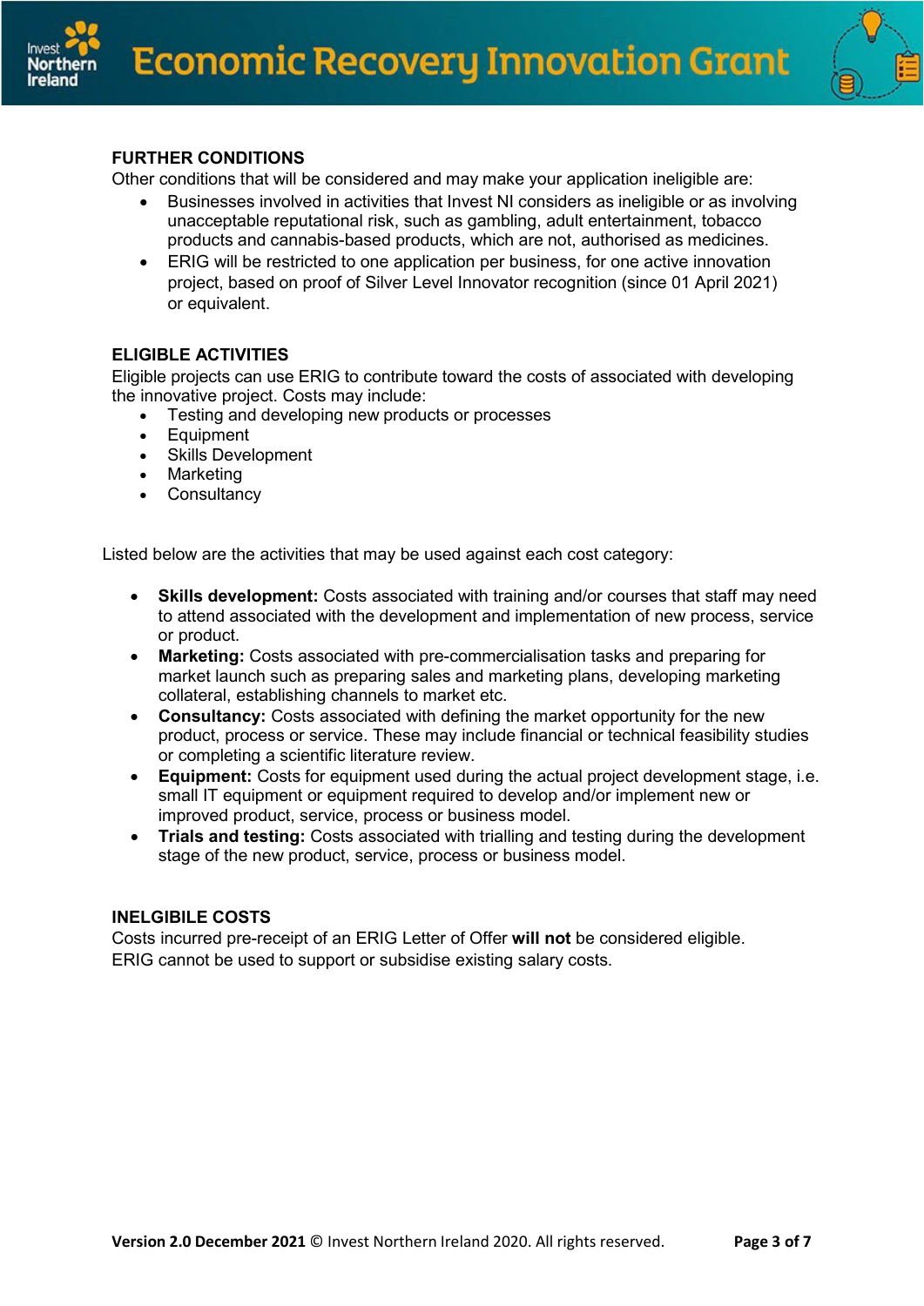## FURTHER CONDITIONS

Other conditions that will be considered and may make your application ineligible are:

- Businesses involved in activities that Invest NI considers as ineligible or as involving unacceptable reputational risk, such as gambling, adult entertainment, tobacco products and cannabis-based products, which are not, authorised as medicines.
- ERIG will be restricted to one application per business, for one active innovation project, based on proof of Silver Level Innovator recognition (since 01 April 2021) or equivalent.

## ELIGIBLE ACTIVITIES

Eligible projects can use ERIG to contribute toward the costs of associated with developing the innovative project. Costs may include:

- Testing and developing new products or processes
- Equipment
- Skills Development
- Marketing
- Consultancy

Listed below are the activities that may be used against each cost category:

- **Skills development:** Costs associated with training and/or courses that staff may need to attend associated with the development and implementation of new process, service or product.
- **Marketing:** Costs associated with pre-commercialisation tasks and preparing for market launch such as preparing sales and marketing plans, developing marketing collateral, establishing channels to market etc.
- **Consultancy:** Costs associated with defining the market opportunity for the new product, process or service. These may include financial or technical feasibility studies or completing a scientific literature review.
- **Equipment:** Costs for equipment used during the actual project development stage, i.e. small IT equipment or equipment required to develop and/or implement new or improved product, service, process or business model.
- **Trials and testing:** Costs associated with trialling and testing during the development stage of the new product, service, process or business model.

## INELGIBILE COSTS

Costs incurred pre-receipt of an ERIG Letter of Offer **will not** be considered eligible.
ERIG cannot be used to support or subsidise existing salary costs.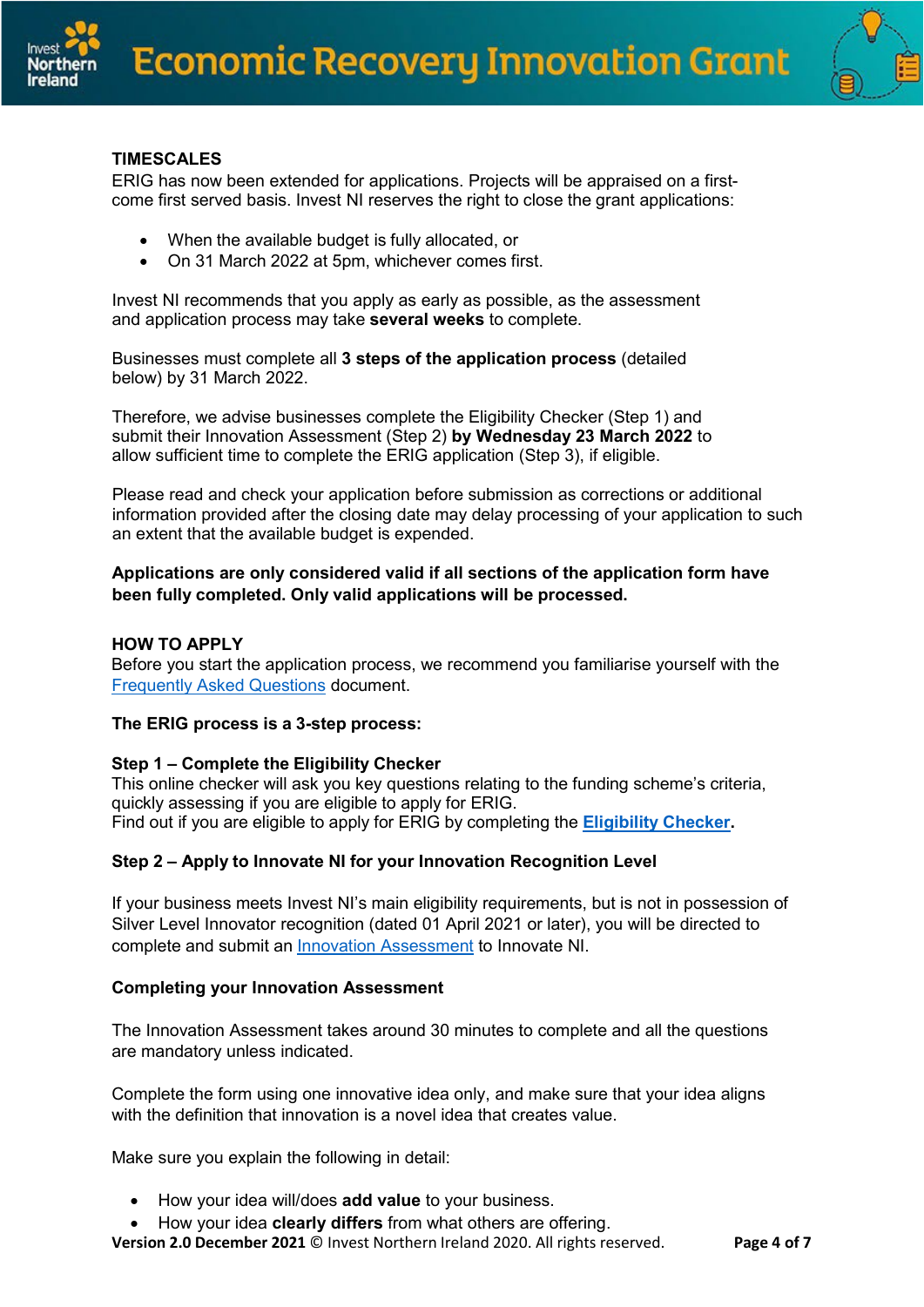**TIMESCALES**

ERIG has now been extended for applications. Projects will be appraised on a first-come first served basis. Invest NI reserves the right to close the grant applications:

- When the available budget is fully allocated, or
- On 31 March 2022 at 5pm, whichever comes first.

Invest NI recommends that you apply as early as possible, as the assessment and application process may take **several weeks** to complete.

Businesses must complete all **3 steps of the application process** (detailed below) by 31 March 2022.

Therefore, we advise businesses complete the Eligibility Checker (Step 1) and submit their Innovation Assessment (Step 2) **by Wednesday 23 March 2022** to allow sufficient time to complete the ERIG application (Step 3), if eligible.

Please read and check your application before submission as corrections or additional information provided after the closing date may delay processing of your application to such an extent that the available budget is expended.

**Applications are only considered valid if all sections of the application form have been fully completed. Only valid applications will be processed.**

**HOW TO APPLY**

Before you start the application process, we recommend you familiarise yourself with the Frequently Asked Questions document.

**The ERIG process is a 3-step process:**

**Step 1 – Complete the Eligibility Checker**

This online checker will ask you key questions relating to the funding scheme's criteria, quickly assessing if you are eligible to apply for ERIG.
Find out if you are eligible to apply for ERIG by completing the **Eligibility Checker.**

**Step 2 – Apply to Innovate NI for your Innovation Recognition Level**

If your business meets Invest NI's main eligibility requirements, but is not in possession of Silver Level Innovator recognition (dated 01 April 2021 or later), you will be directed to complete and submit an Innovation Assessment to Innovate NI.

**Completing your Innovation Assessment**

The Innovation Assessment takes around 30 minutes to complete and all the questions are mandatory unless indicated.

Complete the form using one innovative idea only, and make sure that your idea aligns with the definition that innovation is a novel idea that creates value.

Make sure you explain the following in detail:

- How your idea will/does **add value** to your business.
- How your idea **clearly differs** from what others are offering.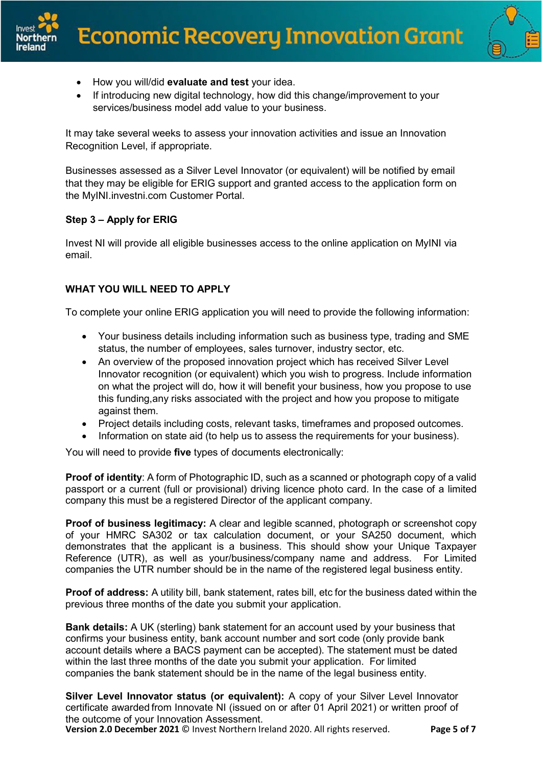- How you will/did **evaluate and test** your idea.
- If introducing new digital technology, how did this change/improvement to your services/business model add value to your business.

It may take several weeks to assess your innovation activities and issue an Innovation Recognition Level, if appropriate.

Businesses assessed as a Silver Level Innovator (or equivalent) will be notified by email that they may be eligible for ERIG support and granted access to the application form on the MyINI.investni.com Customer Portal.

### Step 3 – Apply for ERIG

Invest NI will provide all eligible businesses access to the online application on MyINI via email.

## WHAT YOU WILL NEED TO APPLY

To complete your online ERIG application you will need to provide the following information:

- Your business details including information such as business type, trading and SME status, the number of employees, sales turnover, industry sector, etc.
- An overview of the proposed innovation project which has received Silver Level Innovator recognition (or equivalent) which you wish to progress. Include information on what the project will do, how it will benefit your business, how you propose to use this funding,any risks associated with the project and how you propose to mitigate against them.
- Project details including costs, relevant tasks, timeframes and proposed outcomes.
- Information on state aid (to help us to assess the requirements for your business).

You will need to provide **five** types of documents electronically:

**Proof of identity**: A form of Photographic ID, such as a scanned or photograph copy of a valid passport or a current (full or provisional) driving licence photo card. In the case of a limited company this must be a registered Director of the applicant company.

**Proof of business legitimacy:** A clear and legible scanned, photograph or screenshot copy of your HMRC SA302 or tax calculation document, or your SA250 document, which demonstrates that the applicant is a business. This should show your Unique Taxpayer Reference (UTR), as well as your/business/company name and address. For Limited companies the UTR number should be in the name of the registered legal business entity.

**Proof of address:** A utility bill, bank statement, rates bill, etc for the business dated within the previous three months of the date you submit your application.

**Bank details:** A UK (sterling) bank statement for an account used by your business that confirms your business entity, bank account number and sort code (only provide bank account details where a BACS payment can be accepted). The statement must be dated within the last three months of the date you submit your application. For limited companies the bank statement should be in the name of the legal business entity.

**Silver Level Innovator status (or equivalent):** A copy of your Silver Level Innovator certificate awarded from Innovate NI (issued on or after 01 April 2021) or written proof of the outcome of your Innovation Assessment.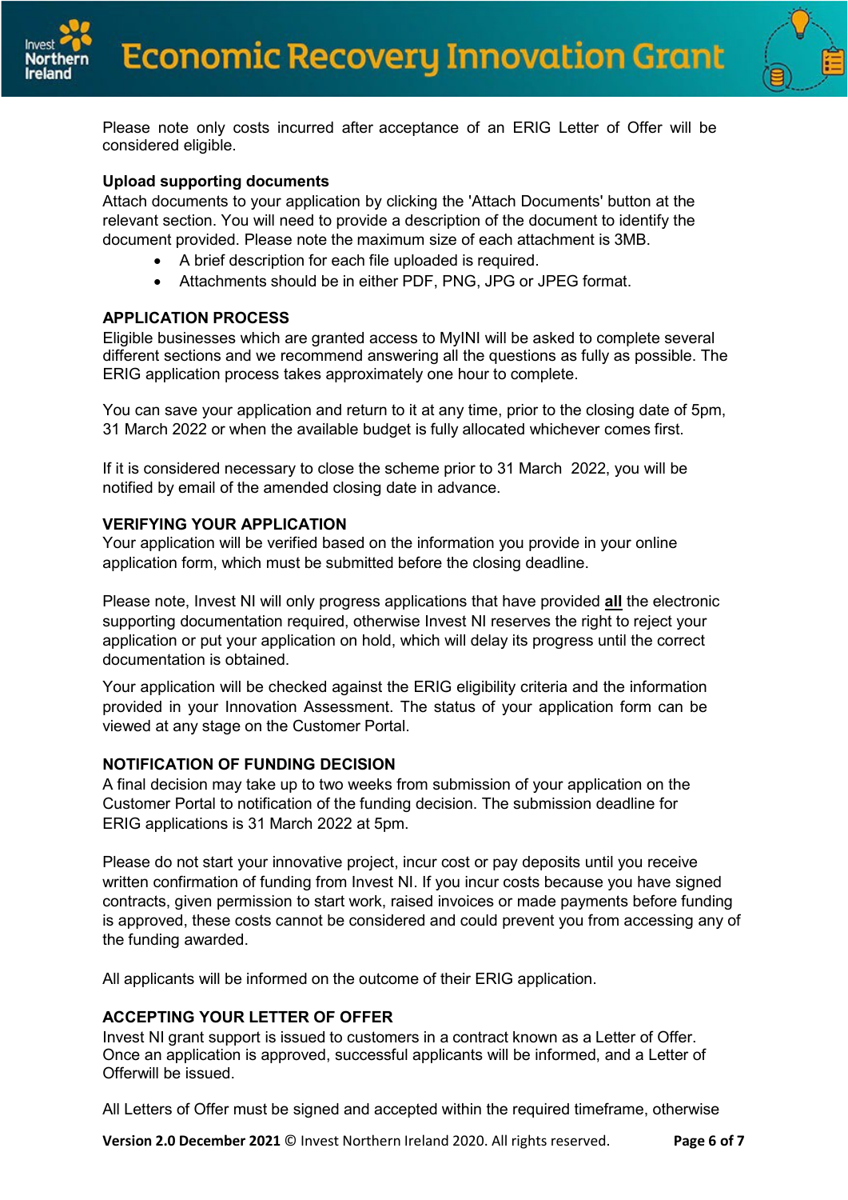Please note only costs incurred after acceptance of an ERIG Letter of Offer will be considered eligible.

**Upload supporting documents**

Attach documents to your application by clicking the 'Attach Documents' button at the relevant section. You will need to provide a description of the document to identify the document provided. Please note the maximum size of each attachment is 3MB.

- A brief description for each file uploaded is required.
- Attachments should be in either PDF, PNG, JPG or JPEG format.

## APPLICATION PROCESS

Eligible businesses which are granted access to MyINI will be asked to complete several different sections and we recommend answering all the questions as fully as possible. The ERIG application process takes approximately one hour to complete.

You can save your application and return to it at any time, prior to the closing date of 5pm, 31 March 2022 or when the available budget is fully allocated whichever comes first.

If it is considered necessary to close the scheme prior to 31 March 2022, you will be notified by email of the amended closing date in advance.

## VERIFYING YOUR APPLICATION

Your application will be verified based on the information you provide in your online application form, which must be submitted before the closing deadline.

Please note, Invest NI will only progress applications that have provided **all** the electronic supporting documentation required, otherwise Invest NI reserves the right to reject your application or put your application on hold, which will delay its progress until the correct documentation is obtained.

Your application will be checked against the ERIG eligibility criteria and the information provided in your Innovation Assessment. The status of your application form can be viewed at any stage on the Customer Portal.

## NOTIFICATION OF FUNDING DECISION

A final decision may take up to two weeks from submission of your application on the Customer Portal to notification of the funding decision. The submission deadline for ERIG applications is 31 March 2022 at 5pm.

Please do not start your innovative project, incur cost or pay deposits until you receive written confirmation of funding from Invest NI. If you incur costs because you have signed contracts, given permission to start work, raised invoices or made payments before funding is approved, these costs cannot be considered and could prevent you from accessing any of the funding awarded.

All applicants will be informed on the outcome of their ERIG application.

## ACCEPTING YOUR LETTER OF OFFER

Invest NI grant support is issued to customers in a contract known as a Letter of Offer. Once an application is approved, successful applicants will be informed, and a Letter of Offerwill be issued.

All Letters of Offer must be signed and accepted within the required timeframe, otherwise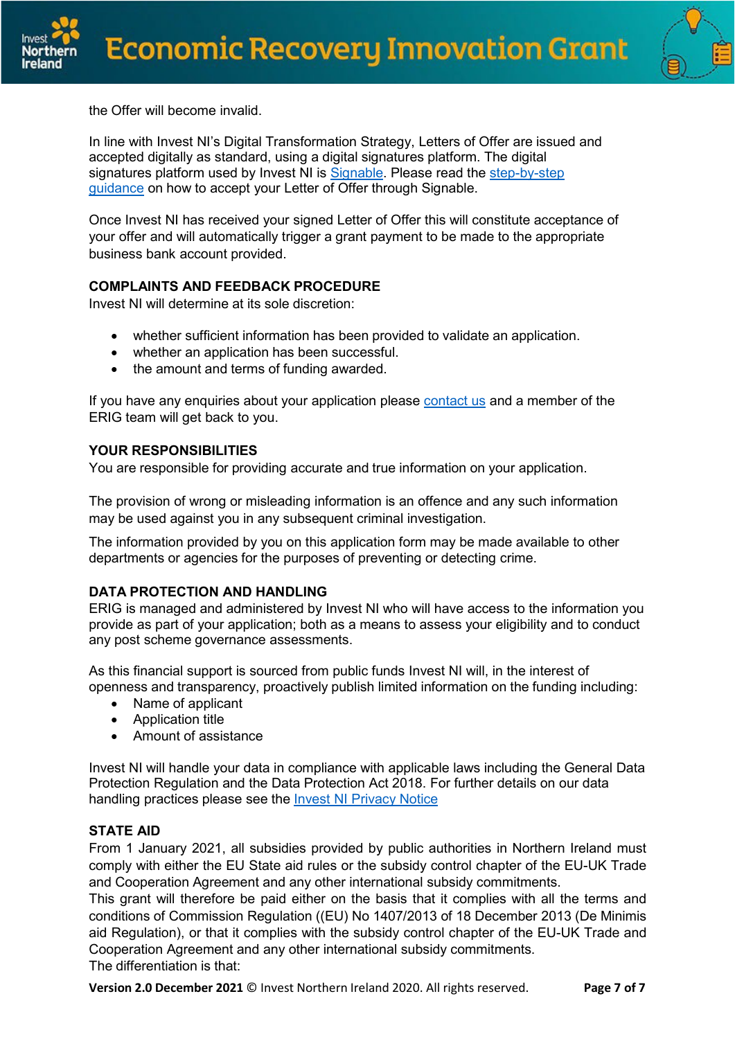the Offer will become invalid.

In line with Invest NI's Digital Transformation Strategy, Letters of Offer are issued and accepted digitally as standard, using a digital signatures platform. The digital signatures platform used by Invest NI is Signable. Please read the step-by-step guidance on how to accept your Letter of Offer through Signable.

Once Invest NI has received your signed Letter of Offer this will constitute acceptance of your offer and will automatically trigger a grant payment to be made to the appropriate business bank account provided.

**COMPLAINTS AND FEEDBACK PROCEDURE**

Invest NI will determine at its sole discretion:

- whether sufficient information has been provided to validate an application.
- whether an application has been successful.
- the amount and terms of funding awarded.

If you have any enquiries about your application please contact us and a member of the ERIG team will get back to you.

**YOUR RESPONSIBILITIES**

You are responsible for providing accurate and true information on your application.

The provision of wrong or misleading information is an offence and any such information may be used against you in any subsequent criminal investigation.

The information provided by you on this application form may be made available to other departments or agencies for the purposes of preventing or detecting crime.

**DATA PROTECTION AND HANDLING**

ERIG is managed and administered by Invest NI who will have access to the information you provide as part of your application; both as a means to assess your eligibility and to conduct any post scheme governance assessments.

As this financial support is sourced from public funds Invest NI will, in the interest of openness and transparency, proactively publish limited information on the funding including:

- Name of applicant
- Application title
- Amount of assistance

Invest NI will handle your data in compliance with applicable laws including the General Data Protection Regulation and the Data Protection Act 2018. For further details on our data handling practices please see the Invest NI Privacy Notice

**STATE AID**

From 1 January 2021, all subsidies provided by public authorities in Northern Ireland must comply with either the EU State aid rules or the subsidy control chapter of the EU-UK Trade and Cooperation Agreement and any other international subsidy commitments.

This grant will therefore be paid either on the basis that it complies with all the terms and conditions of Commission Regulation ((EU) No 1407/2013 of 18 December 2013 (De Minimis aid Regulation), or that it complies with the subsidy control chapter of the EU-UK Trade and Cooperation Agreement and any other international subsidy commitments.

The differentiation is that: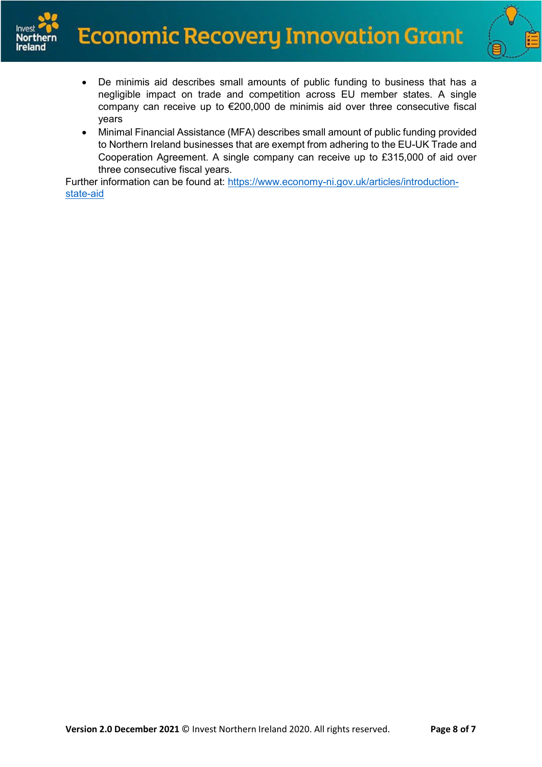- De minimis aid describes small amounts of public funding to business that has a negligible impact on trade and competition across EU member states. A single company can receive up to €200,000 de minimis aid over three consecutive fiscal years
- Minimal Financial Assistance (MFA) describes small amount of public funding provided to Northern Ireland businesses that are exempt from adhering to the EU-UK Trade and Cooperation Agreement. A single company can receive up to £315,000 of aid over three consecutive fiscal years.

Further information can be found at: [https://www.economy-ni.gov.uk/articles/introduction-state-aid](https://www.economy-ni.gov.uk/articles/introduction-state-aid)